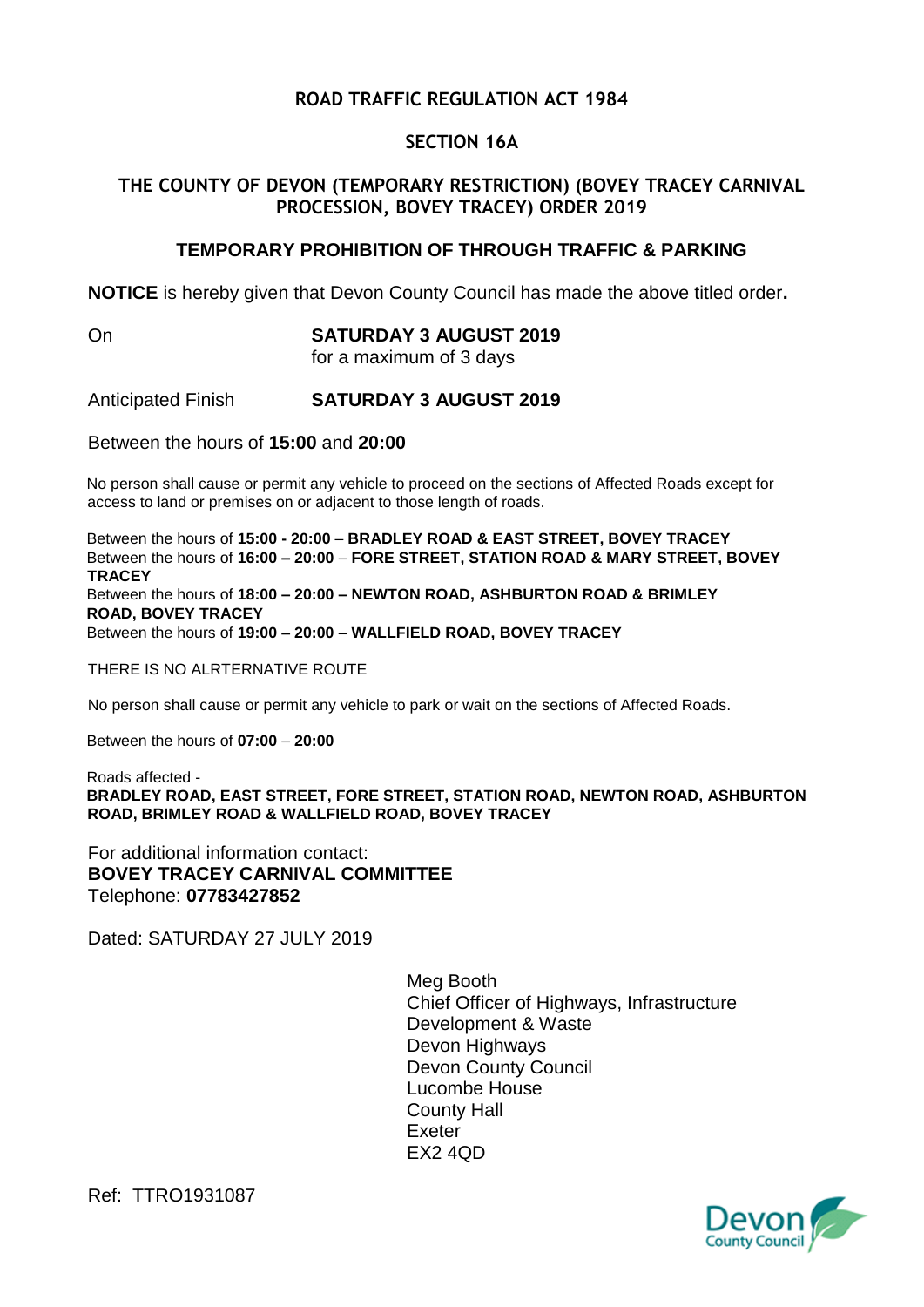# ROAD TRAFFIC REGULATION ACT 1984

## SECTION 16A

## THE COUNTY OF DEVON (TEMPORARY RESTRICTION) (BOVEY TRACEY CARNIVAL PROCESSION, BOVEY TRACEY) ORDER 2019

## TEMPORARY PROHIBITION OF THROUGH TRAFFIC & PARKING

**NOTICE** is hereby given that Devon County Council has made the above titled order**.**

On **SATURDAY 3 AUGUST 2019**
for a maximum of 3 days

Anticipated Finish **SATURDAY 3 AUGUST 2019**

Between the hours of **15:00** and **20:00**

No person shall cause or permit any vehicle to proceed on the sections of Affected Roads except for access to land or premises on or adjacent to those length of roads.

Between the hours of **15:00 - 20:00** – **BRADLEY ROAD & EAST STREET, BOVEY TRACEY**
Between the hours of **16:00 – 20:00** – **FORE STREET, STATION ROAD & MARY STREET, BOVEY TRACEY**
Between the hours of **18:00 – 20:00 – NEWTON ROAD, ASHBURTON ROAD & BRIMLEY ROAD, BOVEY TRACEY**
Between the hours of **19:00 – 20:00** – **WALLFIELD ROAD, BOVEY TRACEY**

THERE IS NO ALRTERNATIVE ROUTE

No person shall cause or permit any vehicle to park or wait on the sections of Affected Roads.

Between the hours of **07:00** – **20:00**

Roads affected -
**BRADLEY ROAD, EAST STREET, FORE STREET, STATION ROAD, NEWTON ROAD, ASHBURTON ROAD, BRIMLEY ROAD & WALLFIELD ROAD, BOVEY TRACEY**

For additional information contact:
**BOVEY TRACEY CARNIVAL COMMITTEE**
Telephone: **07783427852**

Dated: SATURDAY 27 JULY 2019

Meg Booth
Chief Officer of Highways, Infrastructure Development & Waste
Devon Highways
Devon County Council
Lucombe House
County Hall
Exeter
EX2 4QD

Ref: TTRO1931087

Devon County Council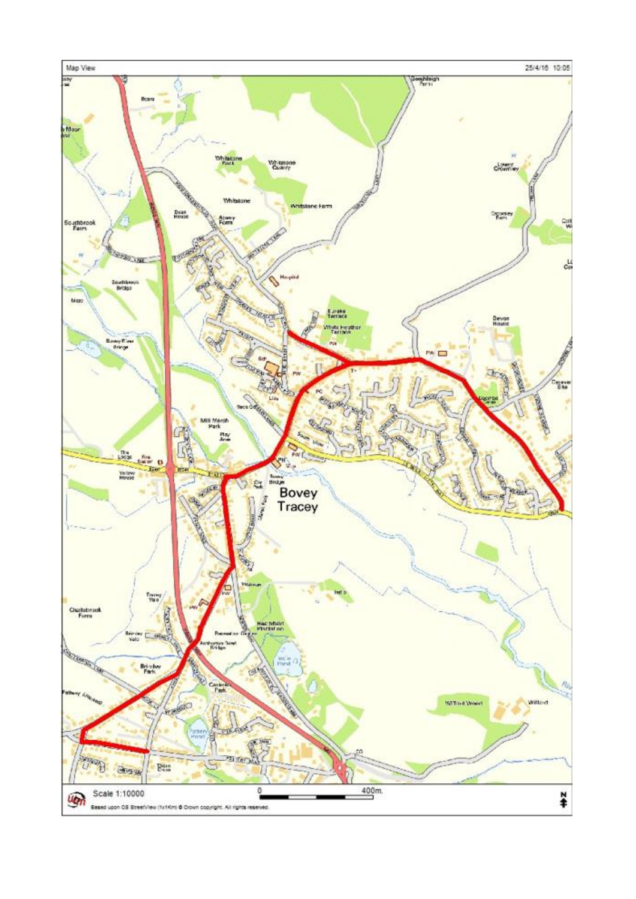Map View

25/4/16 10:05

Scale 1:10000

0

400m.

Based upon OS StreetView (1x1Km) © Crown copyright. All rights reserved.